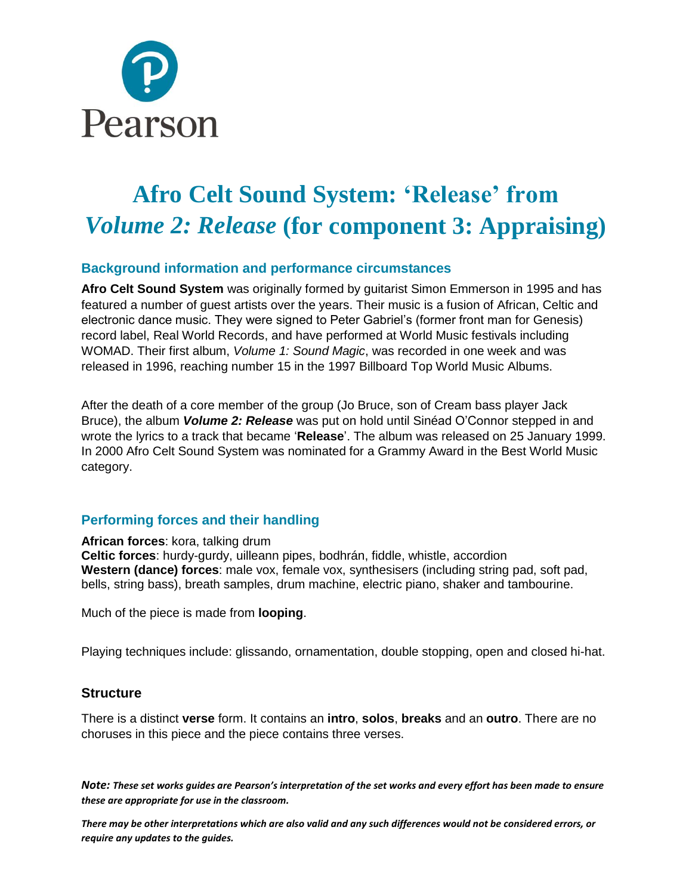# Afro Celt Sound System: 'Release' from *Volume 2: Release* (for component 3: Appraising)

## Background information and performance circumstances

**Afro Celt Sound System** was originally formed by guitarist Simon Emmerson in 1995 and has featured a number of guest artists over the years. Their music is a fusion of African, Celtic and electronic dance music. They were signed to Peter Gabriel's (former front man for Genesis) record label, Real World Records, and have performed at World Music festivals including WOMAD. Their first album, *Volume 1: Sound Magic*, was recorded in one week and was released in 1996, reaching number 15 in the 1997 Billboard Top World Music Albums.

After the death of a core member of the group (Jo Bruce, son of Cream bass player Jack Bruce), the album ***Volume 2: Release*** was put on hold until Sinéad O'Connor stepped in and wrote the lyrics to a track that became '**Release**'. The album was released on 25 January 1999. In 2000 Afro Celt Sound System was nominated for a Grammy Award in the Best World Music category.

## Performing forces and their handling

**African forces**: kora, talking drum
**Celtic forces**: hurdy-gurdy, uilleann pipes, bodhrán, fiddle, whistle, accordion
**Western (dance) forces**: male vox, female vox, synthesisers (including string pad, soft pad, bells, string bass), breath samples, drum machine, electric piano, shaker and tambourine.

Much of the piece is made from **looping**.

Playing techniques include: glissando, ornamentation, double stopping, open and closed hi-hat.

## Structure

There is a distinct **verse** form. It contains an **intro**, **solos**, **breaks** and an **outro**. There are no choruses in this piece and the piece contains three verses.

***Note:*** ***These set works guides are Pearson's interpretation of the set works and every effort has been made to ensure these are appropriate for use in the classroom.***

***There may be other interpretations which are also valid and any such differences would not be considered errors, or require any updates to the guides.***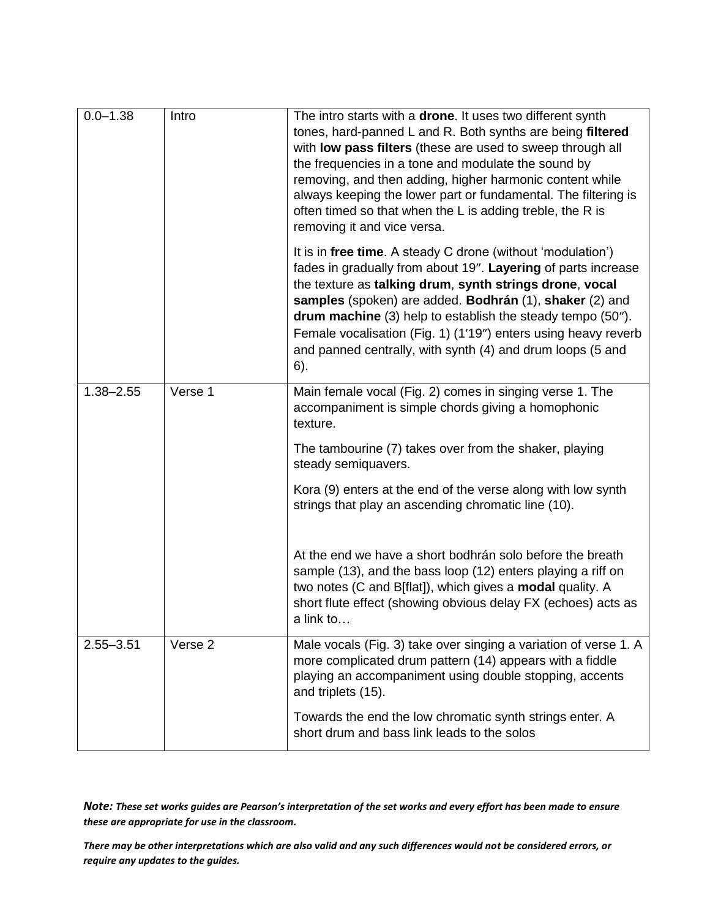| | | |
|---|---|---|
| 0.0–1.38 | Intro | The intro starts with a **drone**. It uses two different synth tones, hard-panned L and R. Both synths are being **filtered** with **low pass filters** (these are used to sweep through all the frequencies in a tone and modulate the sound by removing, and then adding, higher harmonic content while always keeping the lower part or fundamental. The filtering is often timed so that when the L is adding treble, the R is removing it and vice versa.<br><br>It is in **free time**. A steady C drone (without 'modulation') fades in gradually from about 19″. **Layering** of parts increase the texture as **talking drum**, **synth strings drone**, **vocal samples** (spoken) are added. **Bodhrán** (1), **shaker** (2) and **drum machine** (3) help to establish the steady tempo (50″). Female vocalisation (Fig. 1) (1′19″) enters using heavy reverb and panned centrally, with synth (4) and drum loops (5 and 6). |
| 1.38–2.55 | Verse 1 | Main female vocal (Fig. 2) comes in singing verse 1. The accompaniment is simple chords giving a homophonic texture.<br><br>The tambourine (7) takes over from the shaker, playing steady semiquavers.<br><br>Kora (9) enters at the end of the verse along with low synth strings that play an ascending chromatic line (10).<br><br>At the end we have a short bodhrán solo before the breath sample (13), and the bass loop (12) enters playing a riff on two notes (C and B[flat]), which gives a **modal** quality. A short flute effect (showing obvious delay FX (echoes) acts as a link to… |
| 2.55–3.51 | Verse 2 | Male vocals (Fig. 3) take over singing a variation of verse 1. A more complicated drum pattern (14) appears with a fiddle playing an accompaniment using double stopping, accents and triplets (15).<br><br>Towards the end the low chromatic synth strings enter. A short drum and bass link leads to the solos |

***Note:*** ***These set works guides are Pearson's interpretation of the set works and every effort has been made to ensure these are appropriate for use in the classroom.***

***There may be other interpretations which are also valid and any such differences would not be considered errors, or require any updates to the guides.***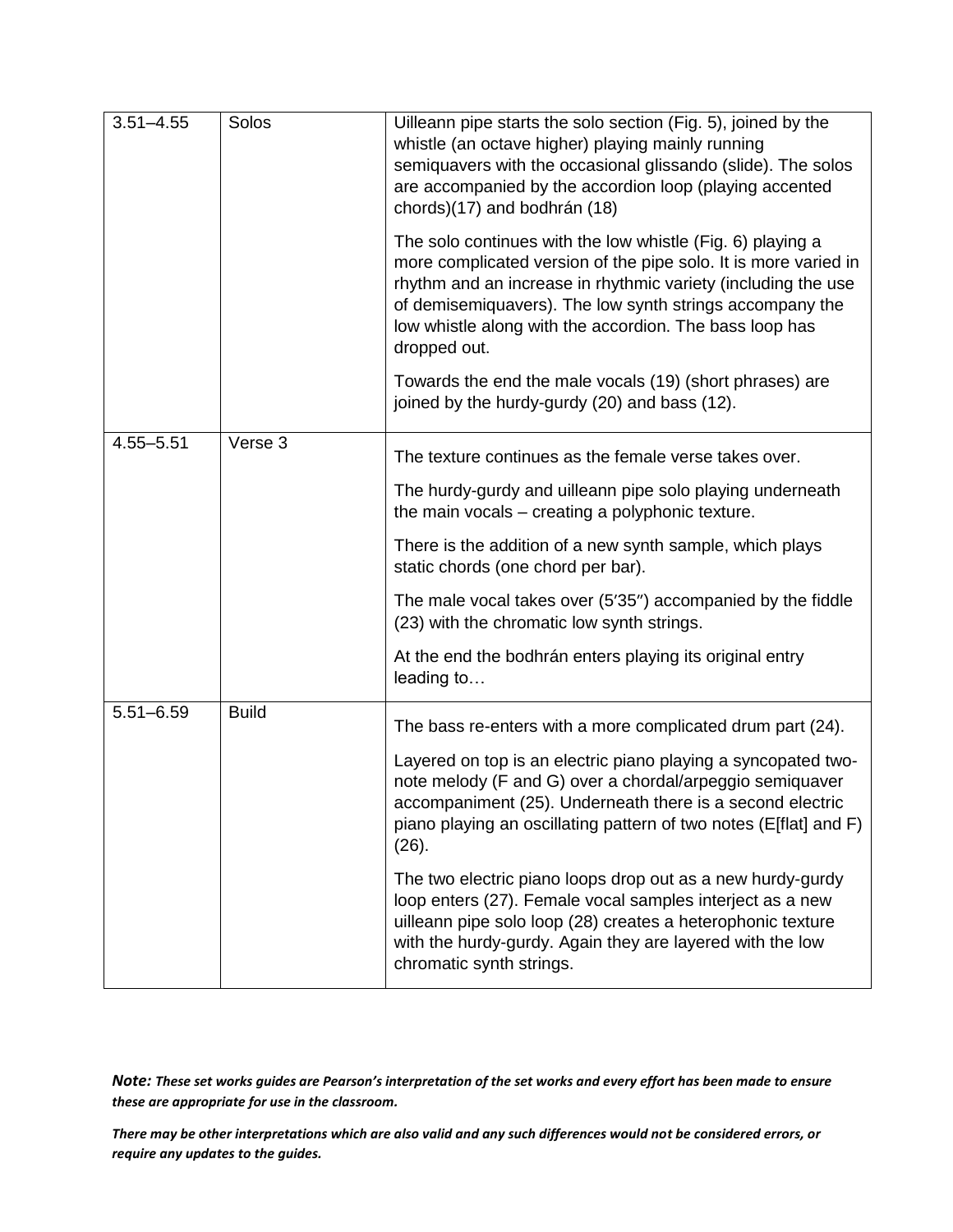| | | |
|---|---|---|
| 3.51–4.55 | Solos | Uilleann pipe starts the solo section (Fig. 5), joined by the whistle (an octave higher) playing mainly running semiquavers with the occasional glissando (slide). The solos are accompanied by the accordion loop (playing accented chords)(17) and bodhrán (18)<br><br>The solo continues with the low whistle (Fig. 6) playing a more complicated version of the pipe solo. It is more varied in rhythm and an increase in rhythmic variety (including the use of demisemiquavers). The low synth strings accompany the low whistle along with the accordion. The bass loop has dropped out.<br><br>Towards the end the male vocals (19) (short phrases) are joined by the hurdy-gurdy (20) and bass (12). |
| 4.55–5.51 | Verse 3 | The texture continues as the female verse takes over.<br><br>The hurdy-gurdy and uilleann pipe solo playing underneath the main vocals – creating a polyphonic texture.<br><br>There is the addition of a new synth sample, which plays static chords (one chord per bar).<br><br>The male vocal takes over (5′35″) accompanied by the fiddle (23) with the chromatic low synth strings.<br><br>At the end the bodhrán enters playing its original entry leading to… |
| 5.51–6.59 | Build | The bass re-enters with a more complicated drum part (24).<br><br>Layered on top is an electric piano playing a syncopated two-note melody (F and G) over a chordal/arpeggio semiquaver accompaniment (25). Underneath there is a second electric piano playing an oscillating pattern of two notes (E[flat] and F) (26).<br><br>The two electric piano loops drop out as a new hurdy-gurdy loop enters (27). Female vocal samples interject as a new uilleann pipe solo loop (28) creates a heterophonic texture with the hurdy-gurdy. Again they are layered with the low chromatic synth strings. |

***Note:*** ***These set works guides are Pearson's interpretation of the set works and every effort has been made to ensure these are appropriate for use in the classroom.***

***There may be other interpretations which are also valid and any such differences would not be considered errors, or require any updates to the guides.***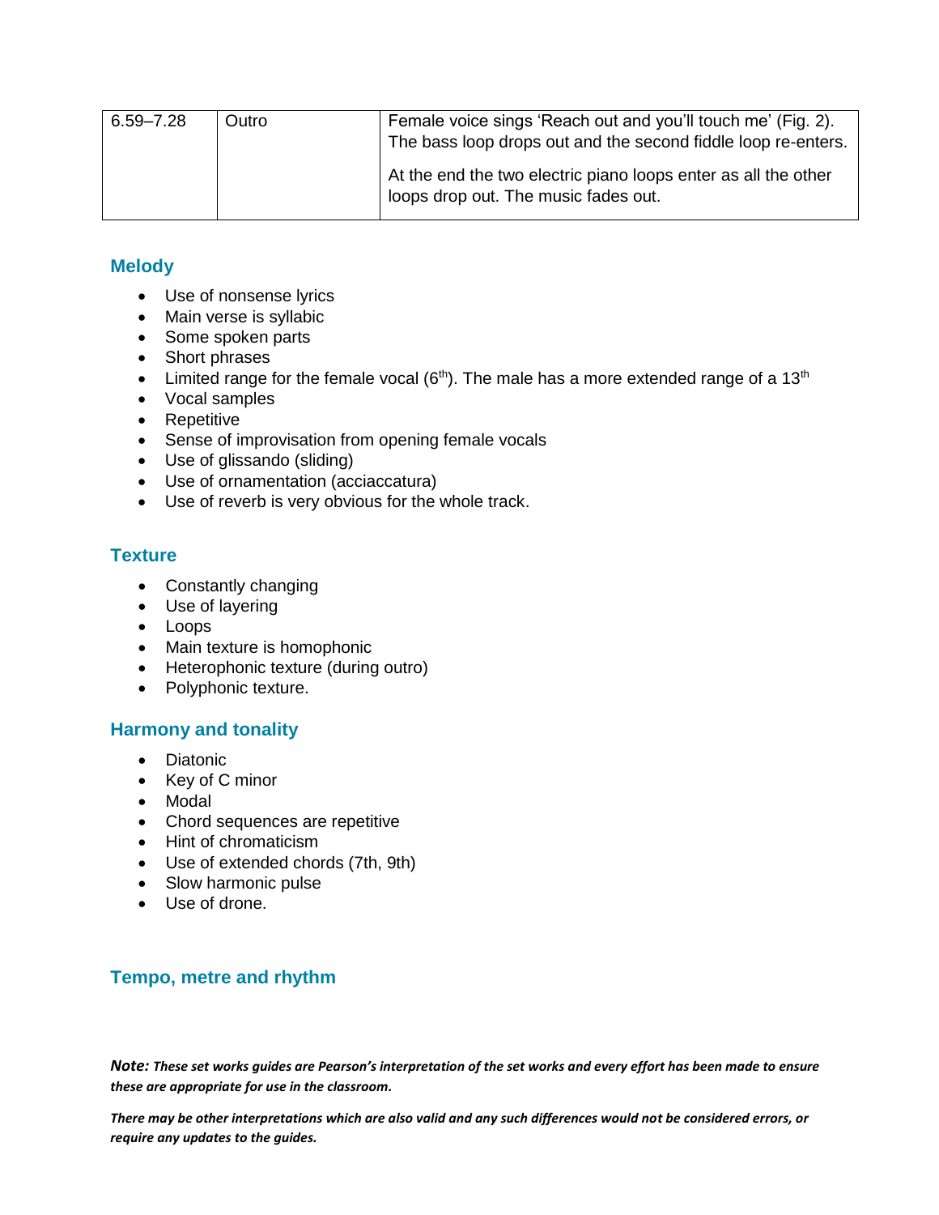| 6.59–7.28 | Outro | Female voice sings 'Reach out and you'll touch me' (Fig. 2). The bass loop drops out and the second fiddle loop re-enters.<br><br>At the end the two electric piano loops enter as all the other loops drop out. The music fades out. |
|---|---|---|

## Melody

- Use of nonsense lyrics
- Main verse is syllabic
- Some spoken parts
- Short phrases
- Limited range for the female vocal ($6^{th}$). The male has a more extended range of a $13^{th}$
- Vocal samples
- Repetitive
- Sense of improvisation from opening female vocals
- Use of glissando (sliding)
- Use of ornamentation (acciaccatura)
- Use of reverb is very obvious for the whole track.

## Texture

- Constantly changing
- Use of layering
- Loops
- Main texture is homophonic
- Heterophonic texture (during outro)
- Polyphonic texture.

## Harmony and tonality

- Diatonic
- Key of C minor
- Modal
- Chord sequences are repetitive
- Hint of chromaticism
- Use of extended chords (7th, 9th)
- Slow harmonic pulse
- Use of drone.

## Tempo, metre and rhythm

***Note:*** *These set works guides are Pearson's interpretation of the set works and every effort has been made to ensure these are appropriate for use in the classroom.*

*There may be other interpretations which are also valid and any such differences would not be considered errors, or require any updates to the guides.*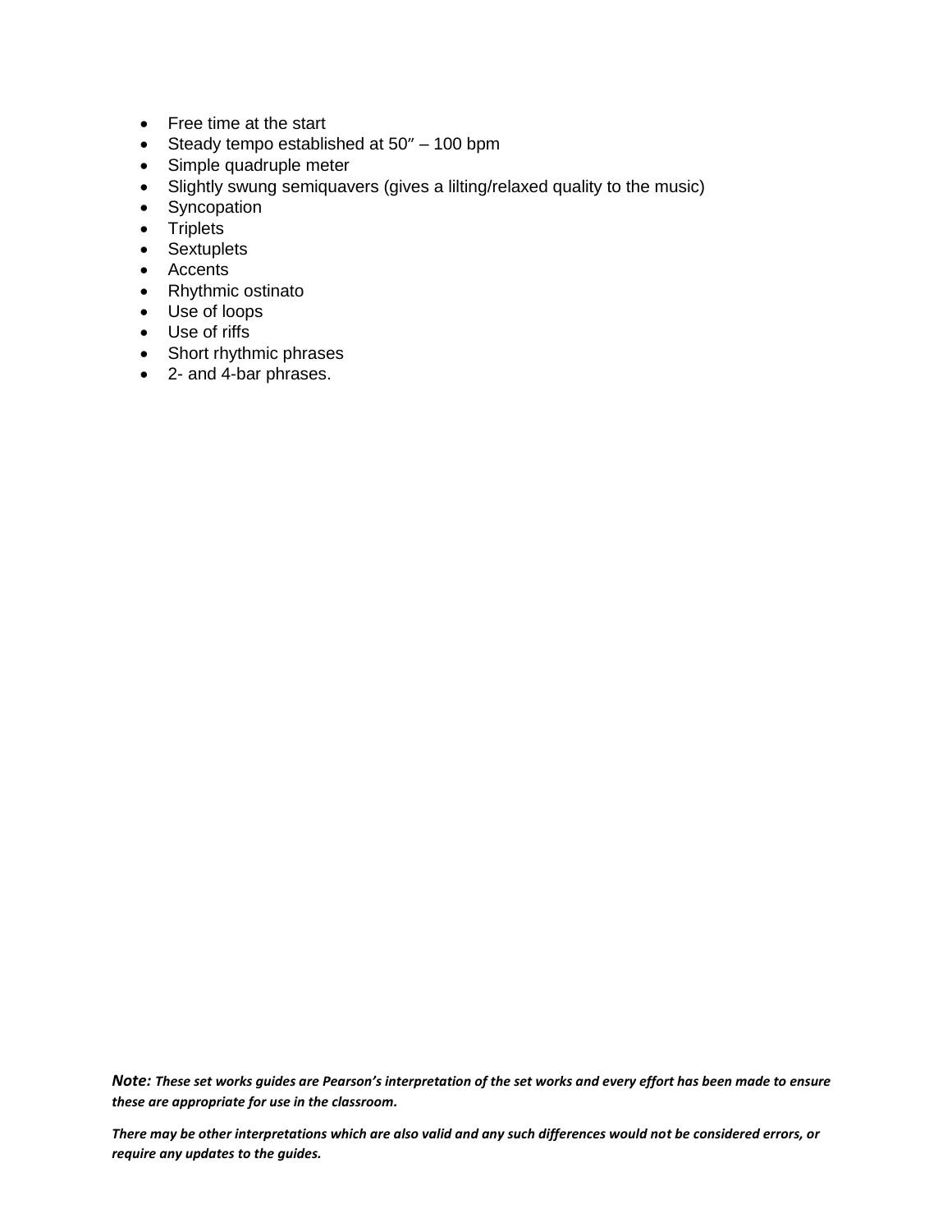- Free time at the start
- Steady tempo established at 50″ – 100 bpm
- Simple quadruple meter
- Slightly swung semiquavers (gives a lilting/relaxed quality to the music)
- Syncopation
- Triplets
- Sextuplets
- Accents
- Rhythmic ostinato
- Use of loops
- Use of riffs
- Short rhythmic phrases
- 2- and 4-bar phrases.

***Note:*** ***These set works guides are Pearson's interpretation of the set works and every effort has been made to ensure these are appropriate for use in the classroom.***

***There may be other interpretations which are also valid and any such differences would not be considered errors, or require any updates to the guides.***